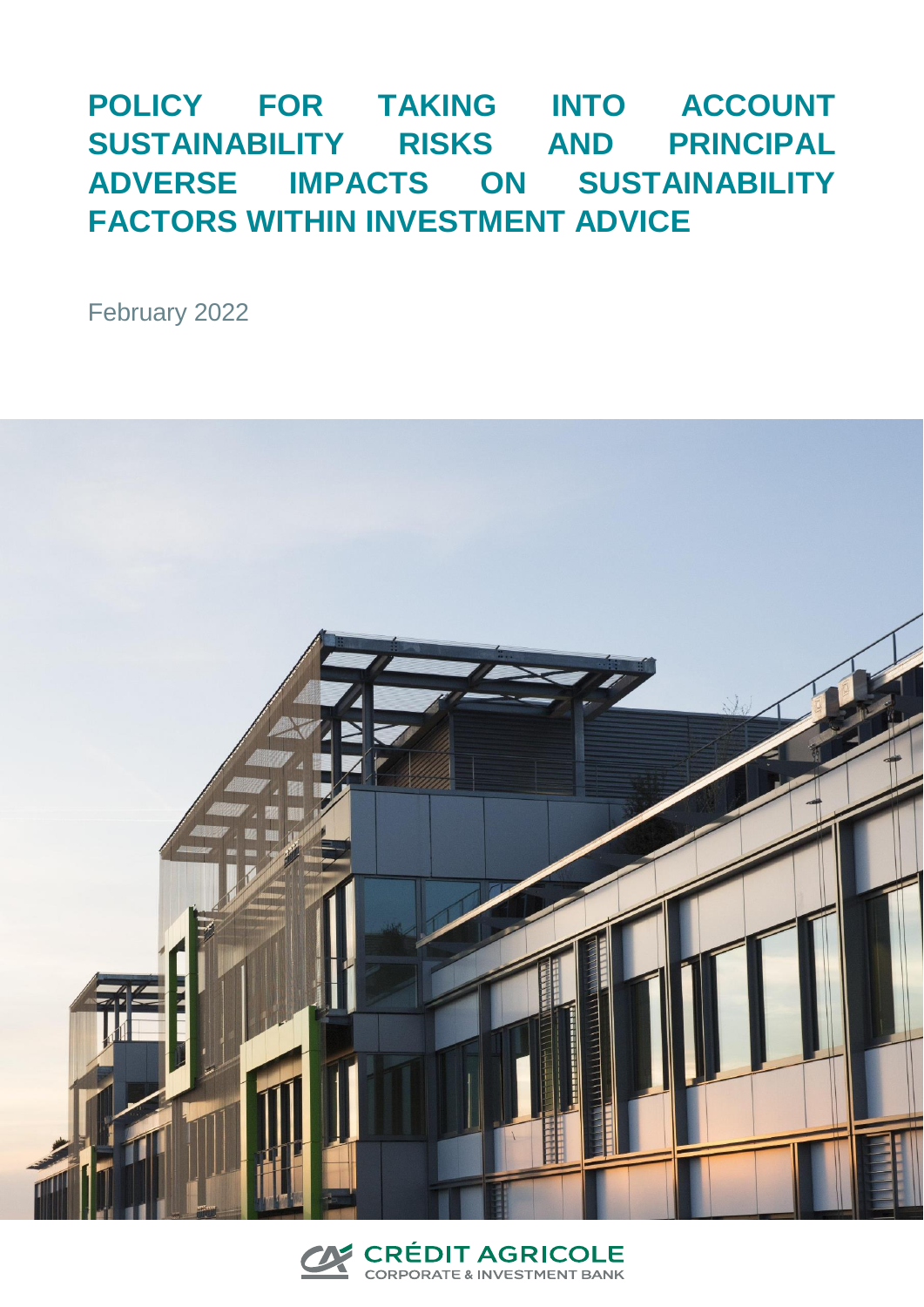# POLICY FOR TAKING INTO ACCOUNT SUSTAINABILITY RISKS AND PRINCIPAL ADVERSE IMPACTS ON SUSTAINABILITY FACTORS WITHIN INVESTMENT ADVICE

February 2022

CRÉDIT AGRICOLE
CORPORATE & INVESTMENT BANK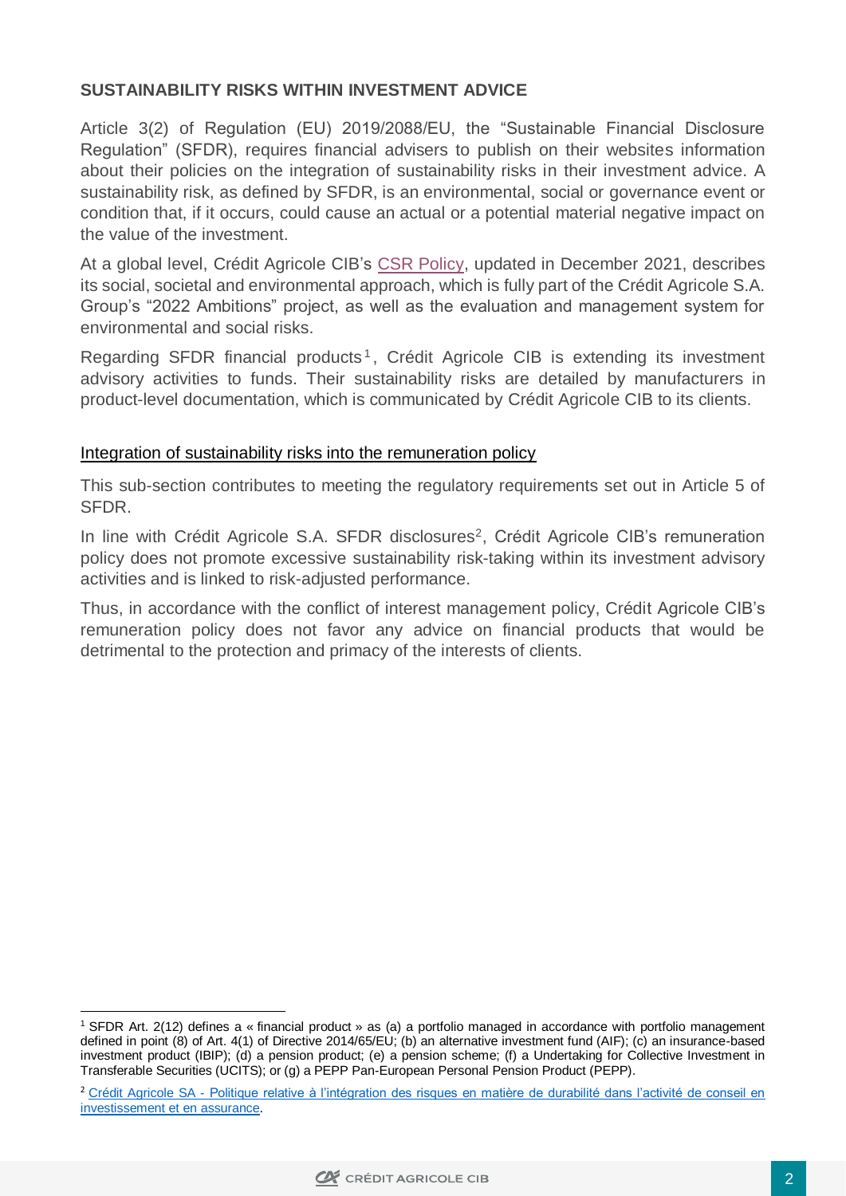## SUSTAINABILITY RISKS WITHIN INVESTMENT ADVICE

Article 3(2) of Regulation (EU) 2019/2088/EU, the "Sustainable Financial Disclosure Regulation" (SFDR), requires financial advisers to publish on their websites information about their policies on the integration of sustainability risks in their investment advice. A sustainability risk, as defined by SFDR, is an environmental, social or governance event or condition that, if it occurs, could cause an actual or a potential material negative impact on the value of the investment.

At a global level, Crédit Agricole CIB's CSR Policy, updated in December 2021, describes its social, societal and environmental approach, which is fully part of the Crédit Agricole S.A. Group's "2022 Ambitions" project, as well as the evaluation and management system for environmental and social risks.

Regarding SFDR financial products[1], Crédit Agricole CIB is extending its investment advisory activities to funds. Their sustainability risks are detailed by manufacturers in product-level documentation, which is communicated by Crédit Agricole CIB to its clients.

### Integration of sustainability risks into the remuneration policy

This sub-section contributes to meeting the regulatory requirements set out in Article 5 of SFDR.

In line with Crédit Agricole S.A. SFDR disclosures[2], Crédit Agricole CIB's remuneration policy does not promote excessive sustainability risk-taking within its investment advisory activities and is linked to risk-adjusted performance.

Thus, in accordance with the conflict of interest management policy, Crédit Agricole CIB's remuneration policy does not favor any advice on financial products that would be detrimental to the protection and primacy of the interests of clients.

---

[1] SFDR Art. 2(12) defines a « financial product » as (a) a portfolio managed in accordance with portfolio management defined in point (8) of Art. 4(1) of Directive 2014/65/EU; (b) an alternative investment fund (AIF); (c) an insurance-based investment product (IBIP); (d) a pension product; (e) a pension scheme; (f) a Undertaking for Collective Investment in Transferable Securities (UCITS); or (g) a PEPP Pan-European Personal Pension Product (PEPP).

[2] Crédit Agricole SA - Politique relative à l'intégration des risques en matière de durabilité dans l'activité de conseil en investissement et en assurance.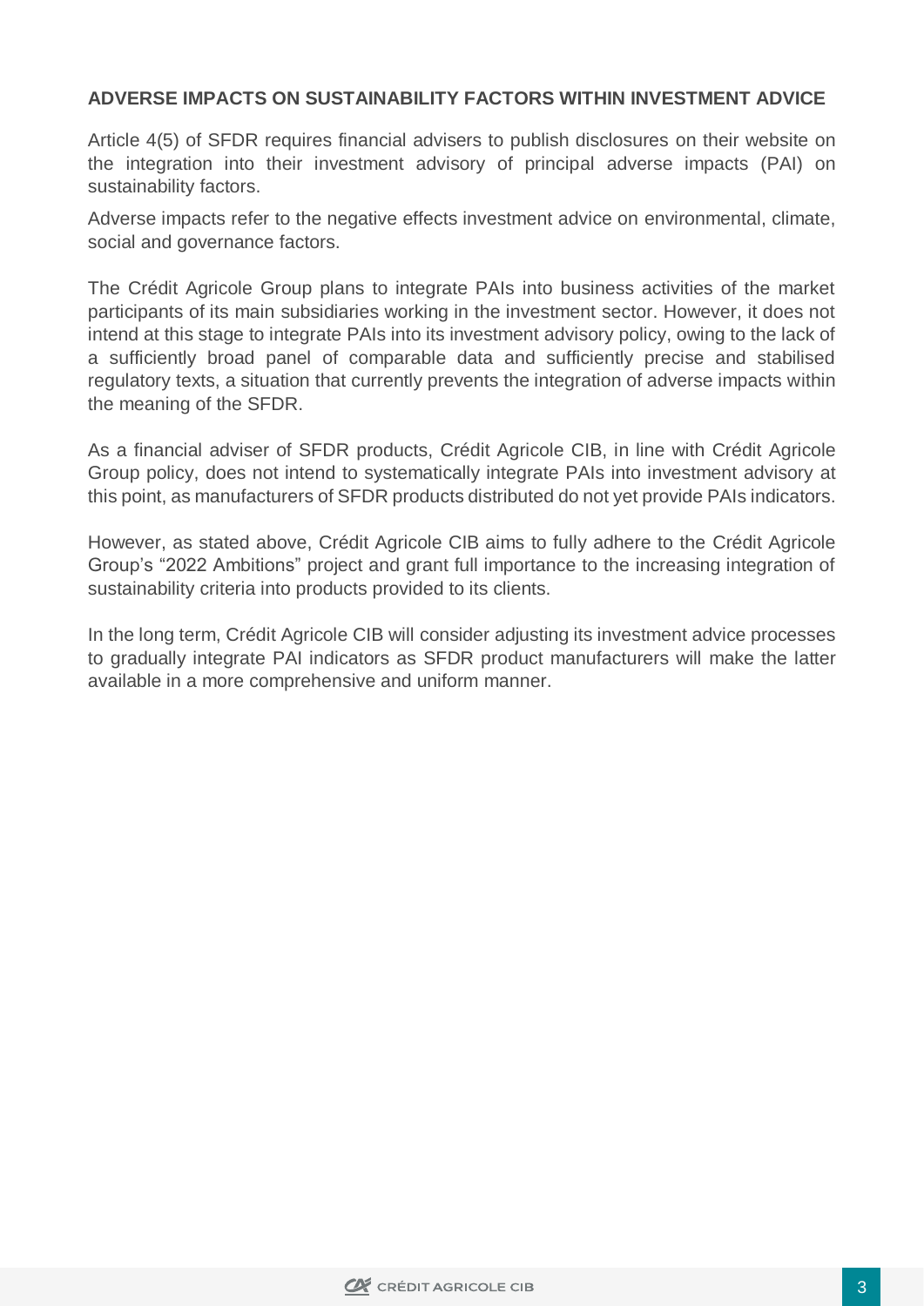## ADVERSE IMPACTS ON SUSTAINABILITY FACTORS WITHIN INVESTMENT ADVICE

Article 4(5) of SFDR requires financial advisers to publish disclosures on their website on the integration into their investment advisory of principal adverse impacts (PAI) on sustainability factors.

Adverse impacts refer to the negative effects investment advice on environmental, climate, social and governance factors.

The Crédit Agricole Group plans to integrate PAIs into business activities of the market participants of its main subsidiaries working in the investment sector. However, it does not intend at this stage to integrate PAIs into its investment advisory policy, owing to the lack of a sufficiently broad panel of comparable data and sufficiently precise and stabilised regulatory texts, a situation that currently prevents the integration of adverse impacts within the meaning of the SFDR.

As a financial adviser of SFDR products, Crédit Agricole CIB, in line with Crédit Agricole Group policy, does not intend to systematically integrate PAIs into investment advisory at this point, as manufacturers of SFDR products distributed do not yet provide PAIs indicators.

However, as stated above, Crédit Agricole CIB aims to fully adhere to the Crédit Agricole Group's "2022 Ambitions" project and grant full importance to the increasing integration of sustainability criteria into products provided to its clients.

In the long term, Crédit Agricole CIB will consider adjusting its investment advice processes to gradually integrate PAI indicators as SFDR product manufacturers will make the latter available in a more comprehensive and uniform manner.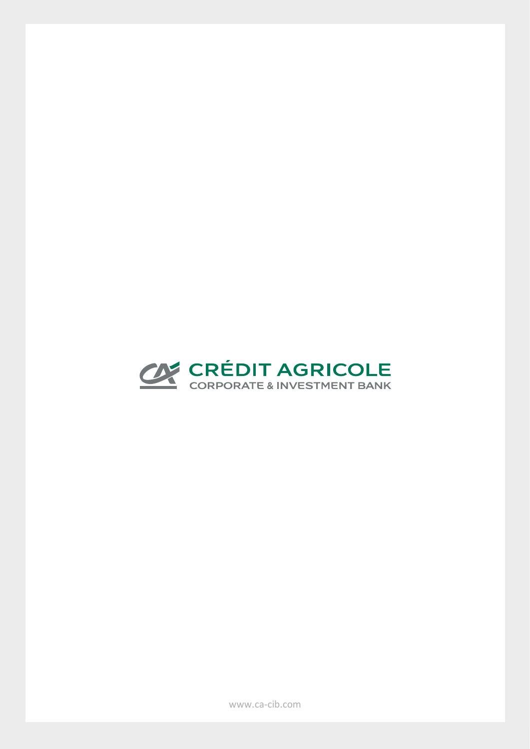CRÉDIT AGRICOLE

CORPORATE & INVESTMENT BANK

www.ca-cib.com